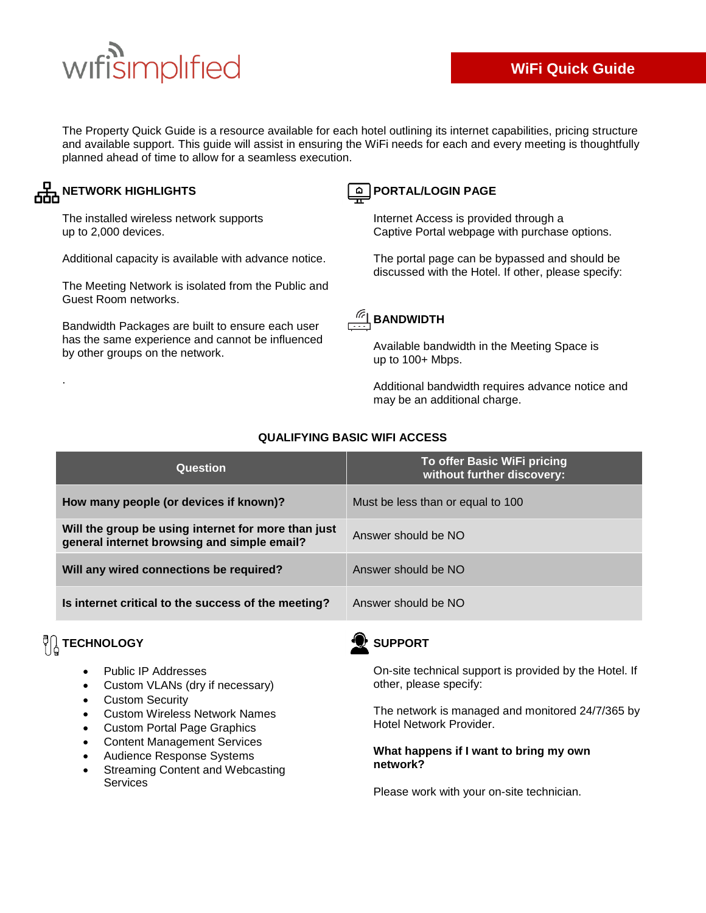wifisimplified

# WiFi Quick Guide

The Property Quick Guide is a resource available for each hotel outlining its internet capabilities, pricing structure and available support. This guide will assist in ensuring the WiFi needs for each and every meeting is thoughtfully planned ahead of time to allow for a seamless execution.

## NETWORK HIGHLIGHTS

The installed wireless network supports up to 2,000 devices.

Additional capacity is available with advance notice.

The Meeting Network is isolated from the Public and Guest Room networks.

Bandwidth Packages are built to ensure each user has the same experience and cannot be influenced by other groups on the network.

.

## PORTAL/LOGIN PAGE

Internet Access is provided through a Captive Portal webpage with purchase options.

The portal page can be bypassed and should be discussed with the Hotel. If other, please specify:

## BANDWIDTH

Available bandwidth in the Meeting Space is up to 100+ Mbps.

Additional bandwidth requires advance notice and may be an additional charge.

## QUALIFYING BASIC WIFI ACCESS

| Question | To offer Basic WiFi pricing without further discovery: |
| --- | --- |
| **How many people (or devices if known)?** | Must be less than or equal to 100 |
| **Will the group be using internet for more than just general internet browsing and simple email?** | Answer should be NO |
| **Will any wired connections be required?** | Answer should be NO |
| **Is internet critical to the success of the meeting?** | Answer should be NO |

## TECHNOLOGY

- Public IP Addresses
- Custom VLANs (dry if necessary)
- Custom Security
- Custom Wireless Network Names
- Custom Portal Page Graphics
- Content Management Services
- Audience Response Systems
- Streaming Content and Webcasting Services

## SUPPORT

On-site technical support is provided by the Hotel. If other, please specify:

The network is managed and monitored 24/7/365 by Hotel Network Provider.

**What happens if I want to bring my own network?**

Please work with your on-site technician.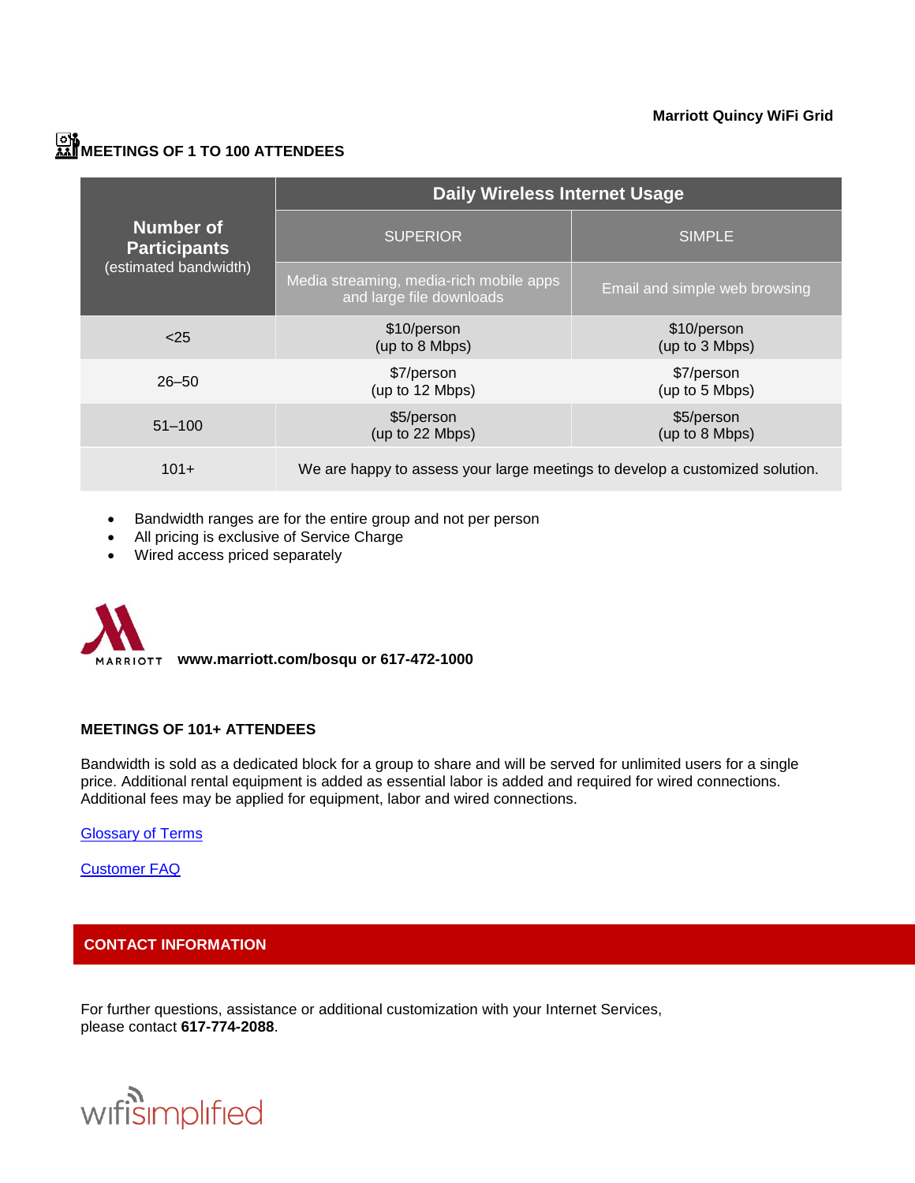**Marriott Quincy WiFi Grid**

## MEETINGS OF 1 TO 100 ATTENDEES

| Number of Participants (estimated bandwidth) | Daily Wireless Internet Usage | |
|---|---|---|
| | SUPERIOR | SIMPLE |
| | Media streaming, media-rich mobile apps and large file downloads | Email and simple web browsing |
| <25 | $10/person (up to 8 Mbps) | $10/person (up to 3 Mbps) |
| 26–50 | $7/person (up to 12 Mbps) | $7/person (up to 5 Mbps) |
| 51–100 | $5/person (up to 22 Mbps) | $5/person (up to 8 Mbps) |
| 101+ | We are happy to assess your large meetings to develop a customized solution. | |

- Bandwidth ranges are for the entire group and not per person
- All pricing is exclusive of Service Charge
- Wired access priced separately

MARRIOTT **www.marriott.com/bosqu or 617-472-1000**

## MEETINGS OF 101+ ATTENDEES

Bandwidth is sold as a dedicated block for a group to share and will be served for unlimited users for a single price. Additional rental equipment is added as essential labor is added and required for wired connections. Additional fees may be applied for equipment, labor and wired connections.

Glossary of Terms

Customer FAQ

## CONTACT INFORMATION

For further questions, assistance or additional customization with your Internet Services, please contact **617-774-2088**.

wifisimplified